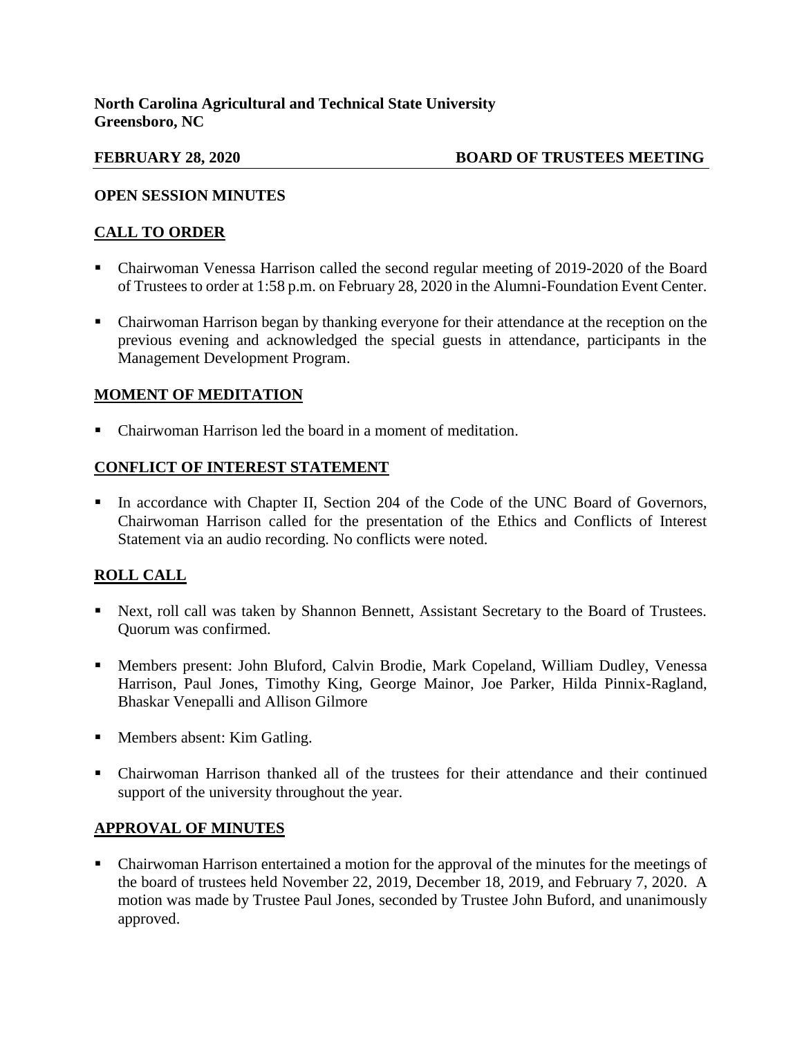**North Carolina Agricultural and Technical State University**
**Greensboro, NC**

**FEBRUARY 28, 2020** **BOARD OF TRUSTEES MEETING**

**OPEN SESSION MINUTES**

## CALL TO ORDER

- Chairwoman Venessa Harrison called the second regular meeting of 2019-2020 of the Board of Trustees to order at 1:58 p.m. on February 28, 2020 in the Alumni-Foundation Event Center.

- Chairwoman Harrison began by thanking everyone for their attendance at the reception on the previous evening and acknowledged the special guests in attendance, participants in the Management Development Program.

## MOMENT OF MEDITATION

- Chairwoman Harrison led the board in a moment of meditation.

## CONFLICT OF INTEREST STATEMENT

- In accordance with Chapter II, Section 204 of the Code of the UNC Board of Governors, Chairwoman Harrison called for the presentation of the Ethics and Conflicts of Interest Statement via an audio recording. No conflicts were noted.

## ROLL CALL

- Next, roll call was taken by Shannon Bennett, Assistant Secretary to the Board of Trustees. Quorum was confirmed.

- Members present: John Bluford, Calvin Brodie, Mark Copeland, William Dudley, Venessa Harrison, Paul Jones, Timothy King, George Mainor, Joe Parker, Hilda Pinnix-Ragland, Bhaskar Venepalli and Allison Gilmore

- Members absent: Kim Gatling.

- Chairwoman Harrison thanked all of the trustees for their attendance and their continued support of the university throughout the year.

## APPROVAL OF MINUTES

- Chairwoman Harrison entertained a motion for the approval of the minutes for the meetings of the board of trustees held November 22, 2019, December 18, 2019, and February 7, 2020. A motion was made by Trustee Paul Jones, seconded by Trustee John Buford, and unanimously approved.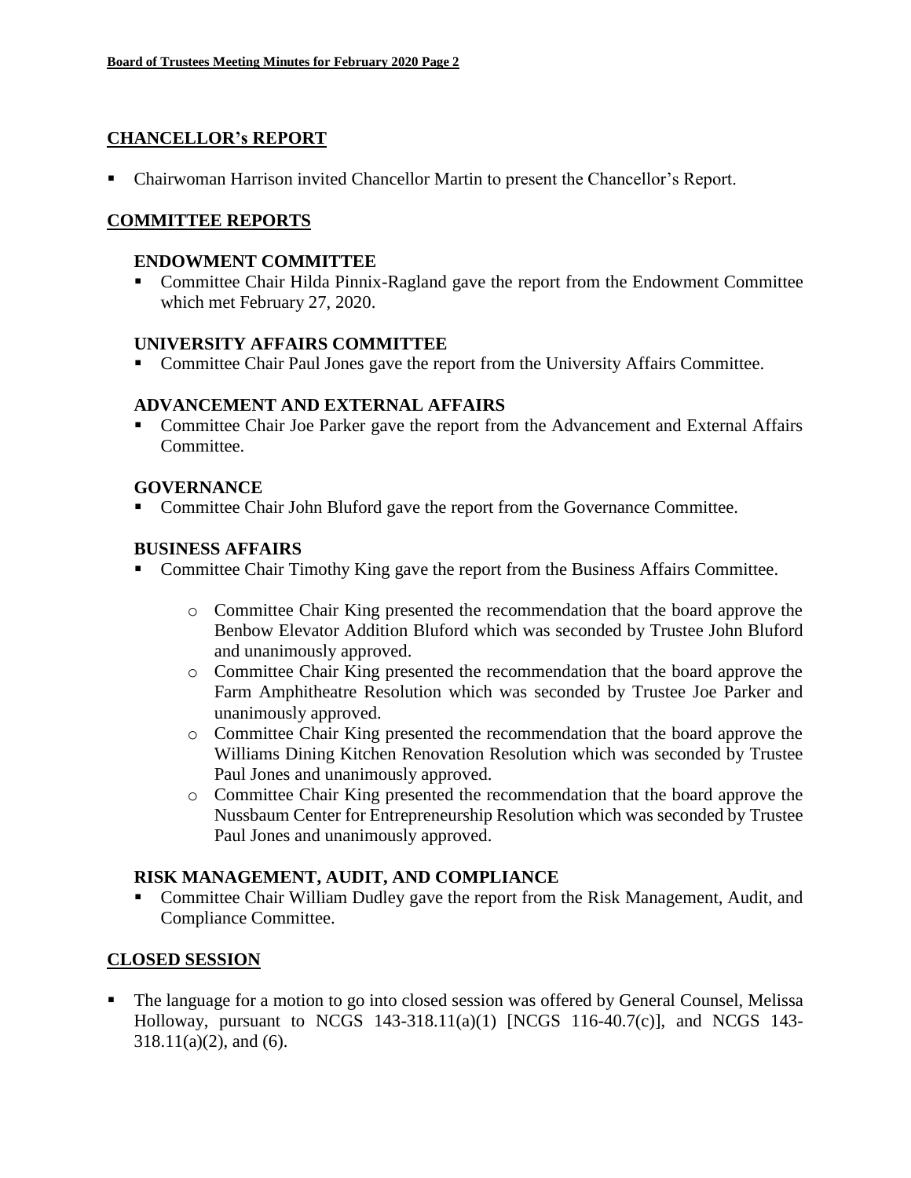## CHANCELLOR's REPORT

- Chairwoman Harrison invited Chancellor Martin to present the Chancellor's Report.

## COMMITTEE REPORTS

### ENDOWMENT COMMITTEE

- Committee Chair Hilda Pinnix-Ragland gave the report from the Endowment Committee which met February 27, 2020.

### UNIVERSITY AFFAIRS COMMITTEE

- Committee Chair Paul Jones gave the report from the University Affairs Committee.

### ADVANCEMENT AND EXTERNAL AFFAIRS

- Committee Chair Joe Parker gave the report from the Advancement and External Affairs Committee.

### GOVERNANCE

- Committee Chair John Bluford gave the report from the Governance Committee.

### BUSINESS AFFAIRS

- Committee Chair Timothy King gave the report from the Business Affairs Committee.
  - Committee Chair King presented the recommendation that the board approve the Benbow Elevator Addition Bluford which was seconded by Trustee John Bluford and unanimously approved.
  - Committee Chair King presented the recommendation that the board approve the Farm Amphitheatre Resolution which was seconded by Trustee Joe Parker and unanimously approved.
  - Committee Chair King presented the recommendation that the board approve the Williams Dining Kitchen Renovation Resolution which was seconded by Trustee Paul Jones and unanimously approved.
  - Committee Chair King presented the recommendation that the board approve the Nussbaum Center for Entrepreneurship Resolution which was seconded by Trustee Paul Jones and unanimously approved.

### RISK MANAGEMENT, AUDIT, AND COMPLIANCE

- Committee Chair William Dudley gave the report from the Risk Management, Audit, and Compliance Committee.

## CLOSED SESSION

- The language for a motion to go into closed session was offered by General Counsel, Melissa Holloway, pursuant to NCGS 143-318.11(a)(1) [NCGS 116-40.7(c)], and NCGS 143-318.11(a)(2), and (6).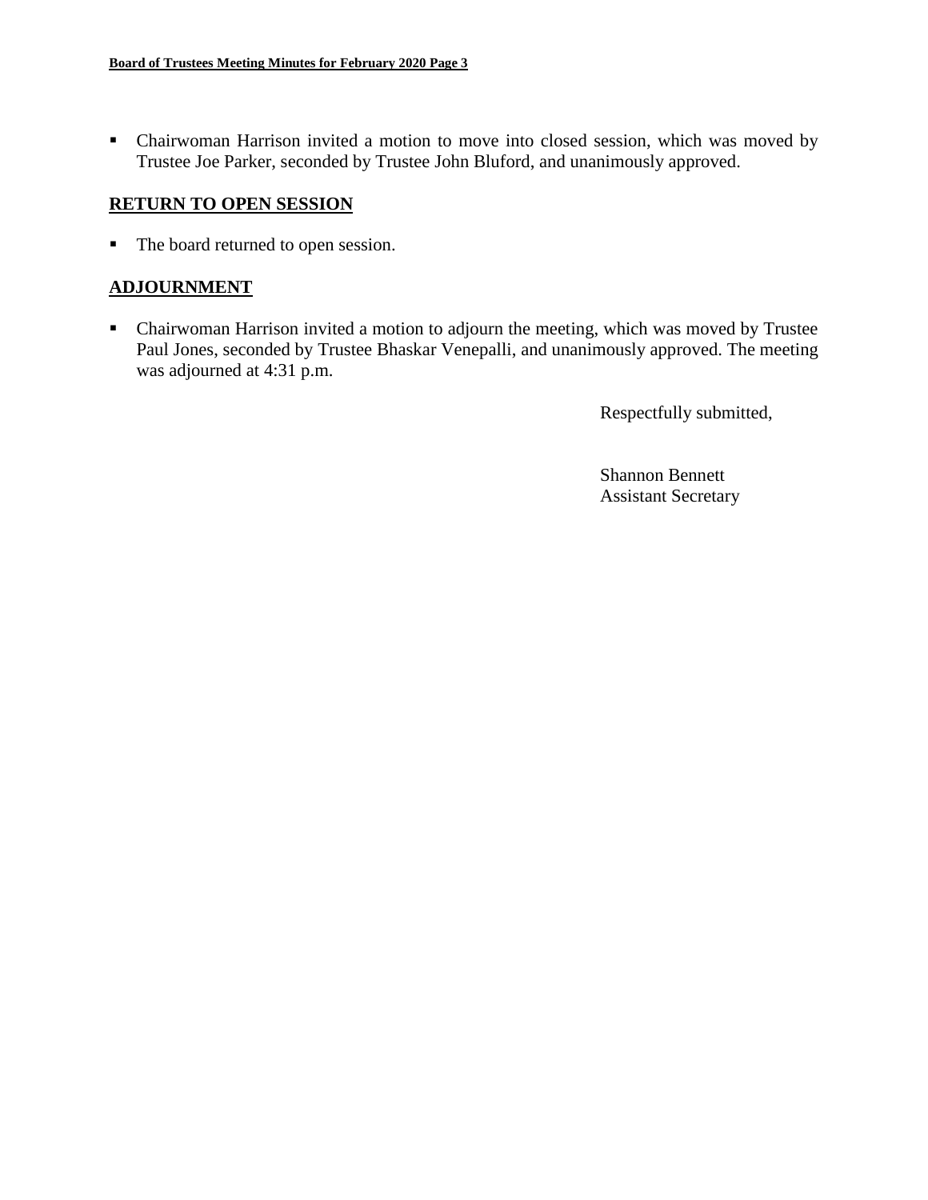- Chairwoman Harrison invited a motion to move into closed session, which was moved by Trustee Joe Parker, seconded by Trustee John Bluford, and unanimously approved.

## RETURN TO OPEN SESSION

- The board returned to open session.

## ADJOURNMENT

- Chairwoman Harrison invited a motion to adjourn the meeting, which was moved by Trustee Paul Jones, seconded by Trustee Bhaskar Venepalli, and unanimously approved. The meeting was adjourned at 4:31 p.m.

Respectfully submitted,

Shannon Bennett
Assistant Secretary